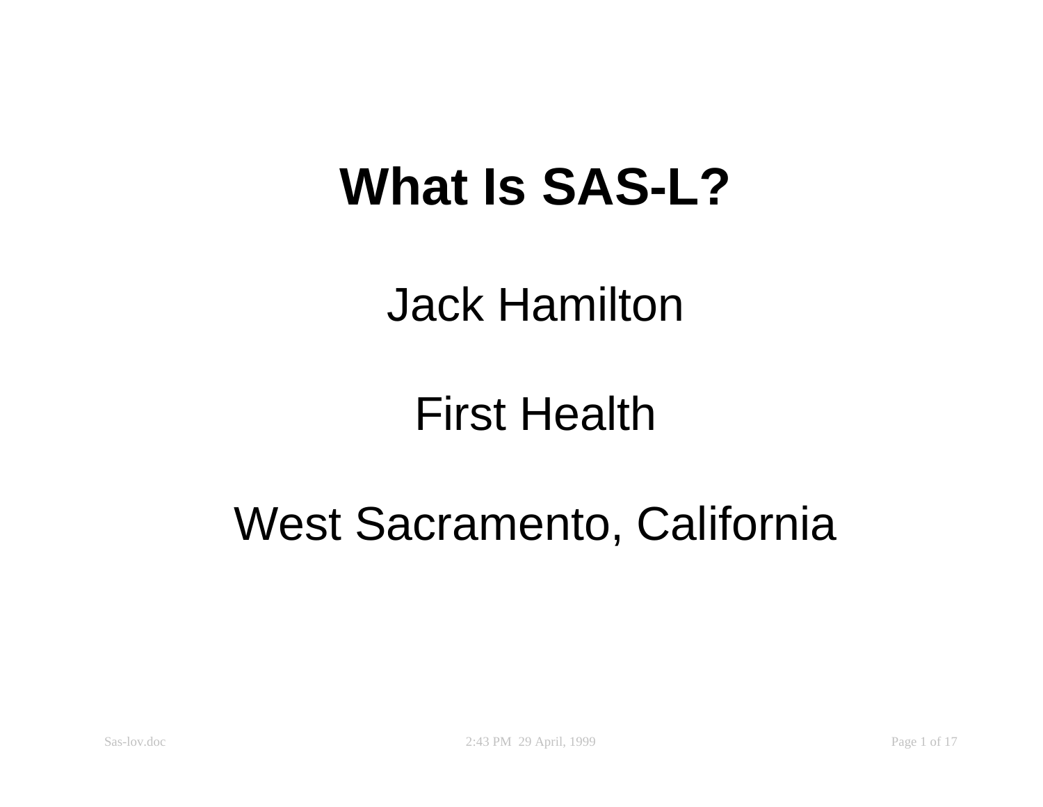# What Is SAS-L?

Jack Hamilton

First Health

West Sacramento, California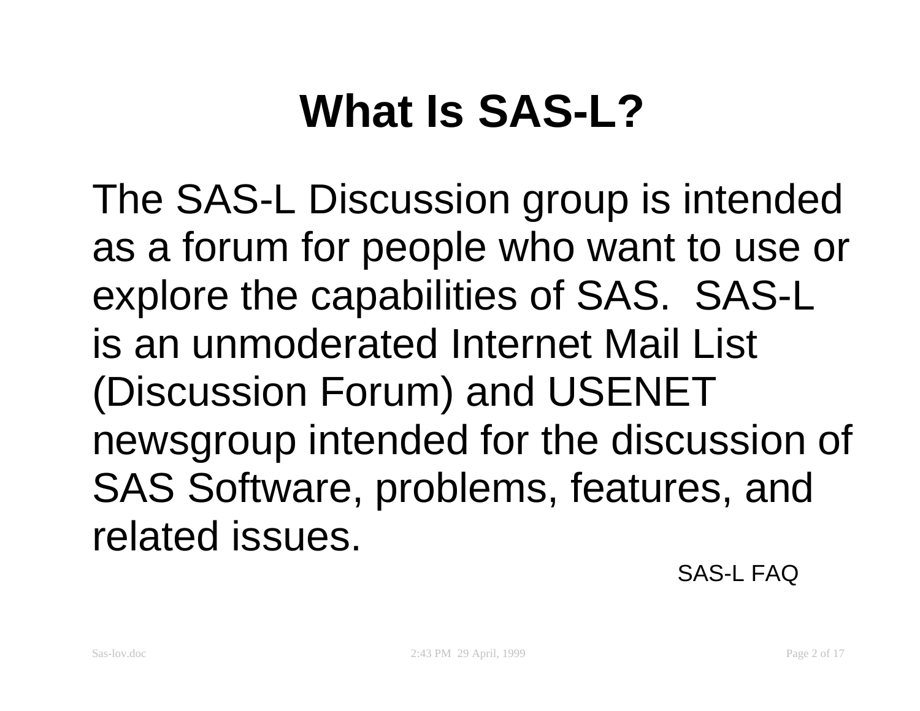# What Is SAS-L?

The SAS-L Discussion group is intended as a forum for people who want to use or explore the capabilities of SAS. SAS-L is an unmoderated Internet Mail List (Discussion Forum) and USENET newsgroup intended for the discussion of SAS Software, problems, features, and related issues.

SAS-L FAQ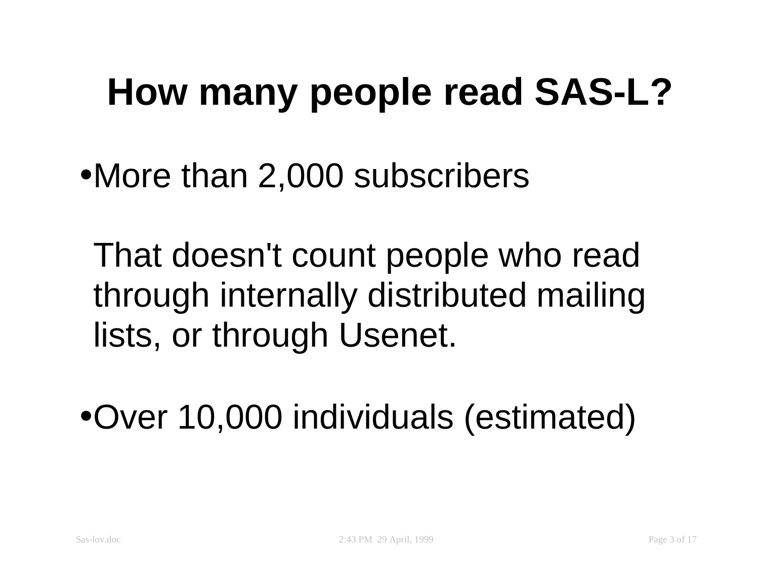# How many people read SAS-L?

- More than 2,000 subscribers

  That doesn't count people who read through internally distributed mailing lists, or through Usenet.

- Over 10,000 individuals (estimated)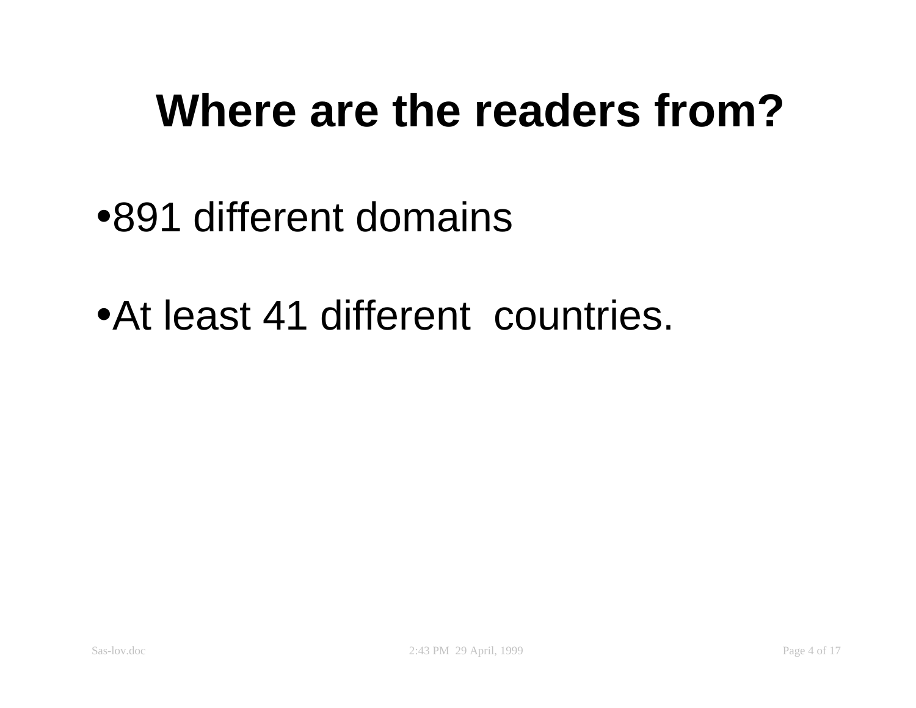# Where are the readers from?

- 891 different domains
- At least 41 different countries.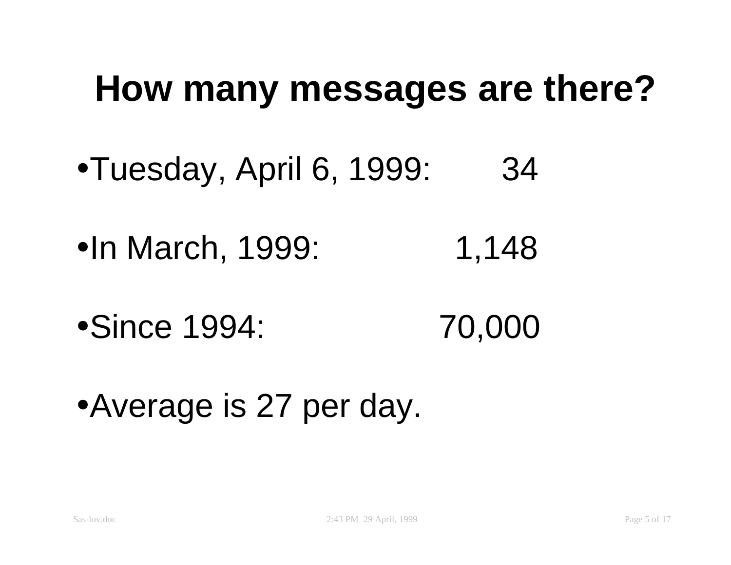# How many messages are there?

- Tuesday, April 6, 1999: 34
- In March, 1999: 1,148
- Since 1994: 70,000
- Average is 27 per day.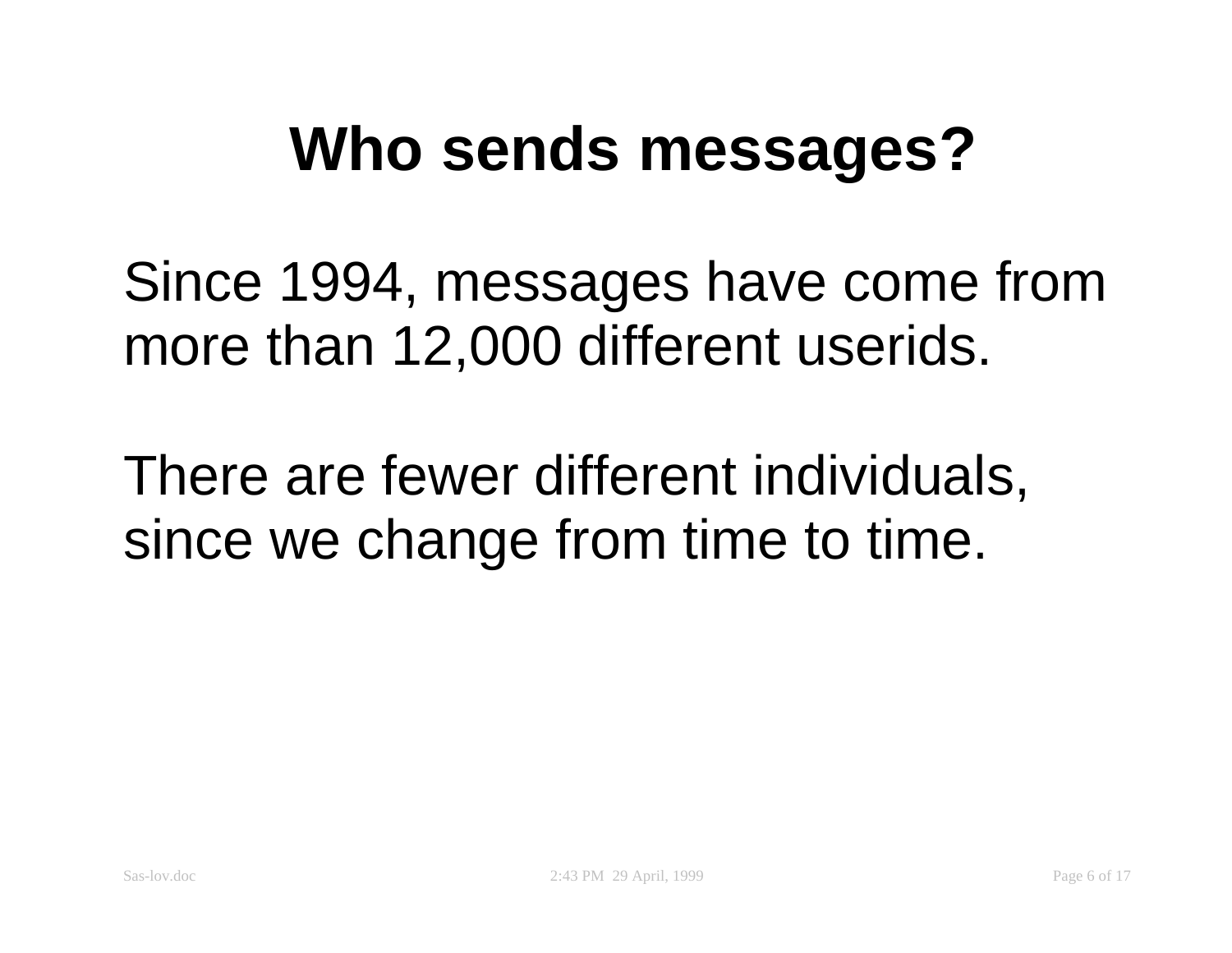# Who sends messages?

Since 1994, messages have come from more than 12,000 different userids.

There are fewer different individuals, since we change from time to time.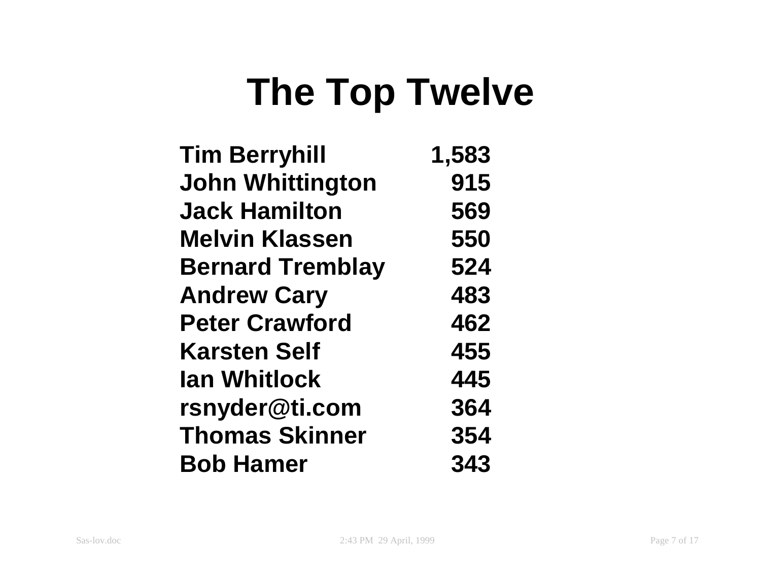# The Top Twelve

| Name | Count |
|---|---|
| Tim Berryhill | 1,583 |
| John Whittington | 915 |
| Jack Hamilton | 569 |
| Melvin Klassen | 550 |
| Bernard Tremblay | 524 |
| Andrew Cary | 483 |
| Peter Crawford | 462 |
| Karsten Self | 455 |
| Ian Whitlock | 445 |
| rsnyder@ti.com | 364 |
| Thomas Skinner | 354 |
| Bob Hamer | 343 |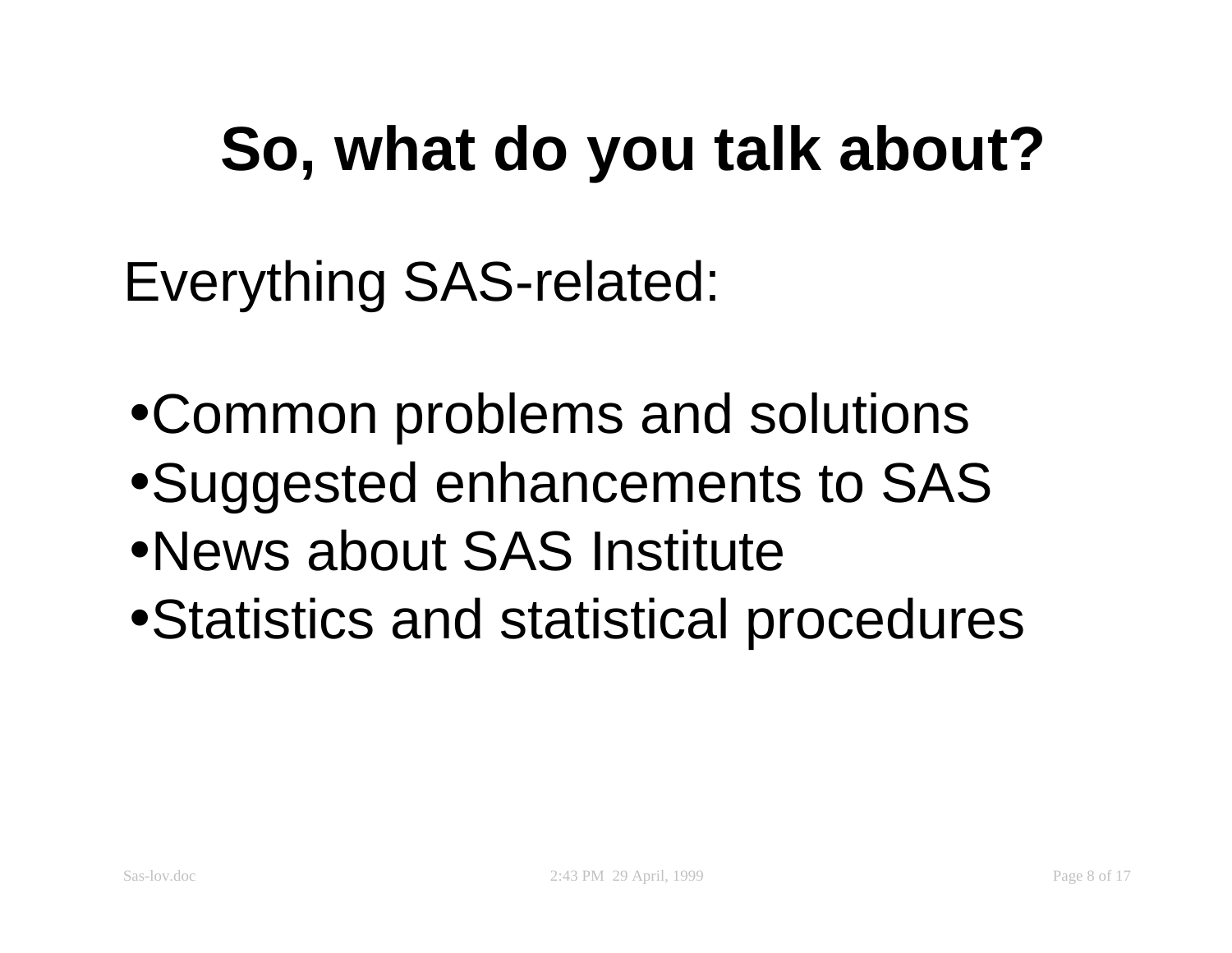# So, what do you talk about?

Everything SAS-related:

- Common problems and solutions
- Suggested enhancements to SAS
- News about SAS Institute
- Statistics and statistical procedures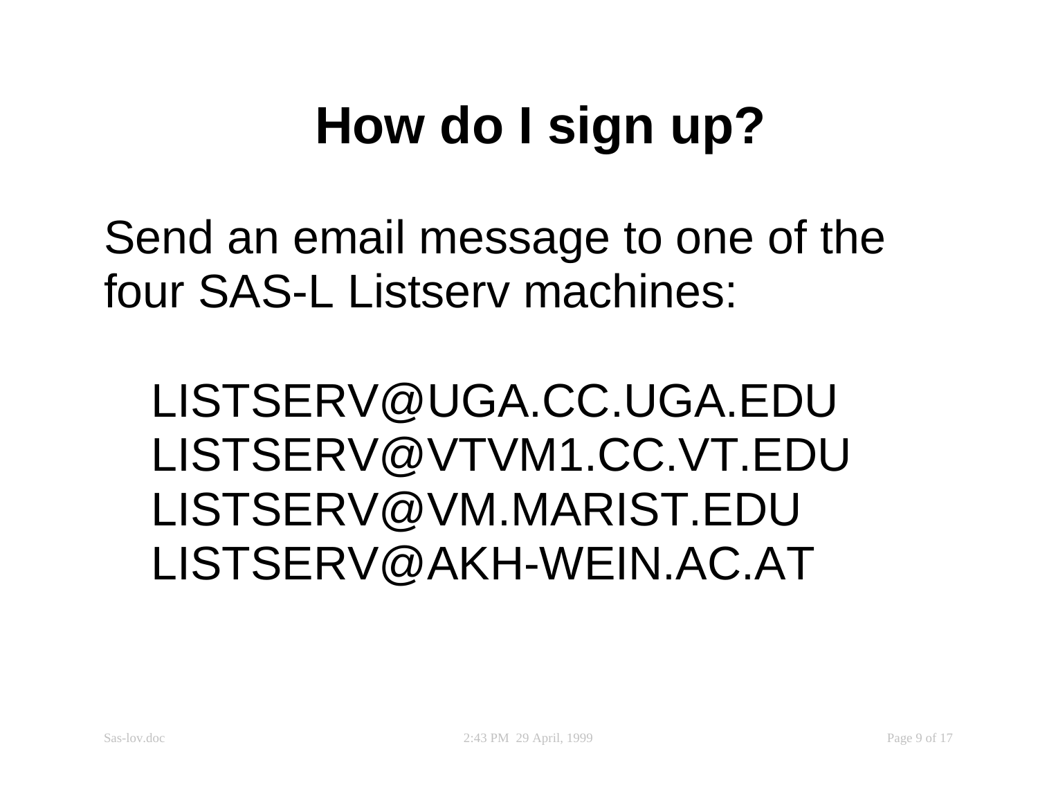# How do I sign up?

Send an email message to one of the four SAS-L Listserv machines:

LISTSERV@UGA.CC.UGA.EDU
LISTSERV@VTVM1.CC.VT.EDU
LISTSERV@VM.MARIST.EDU
LISTSERV@AKH-WEIN.AC.AT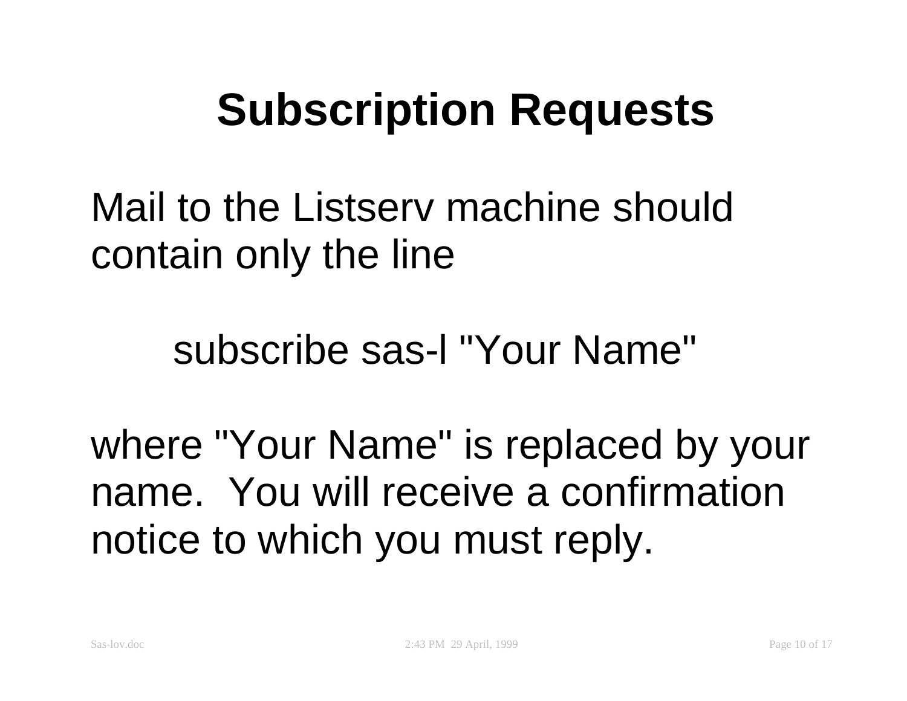# Subscription Requests

Mail to the Listserv machine should contain only the line

```
subscribe sas-l "Your Name"
```

where "Your Name" is replaced by your name. You will receive a confirmation notice to which you must reply.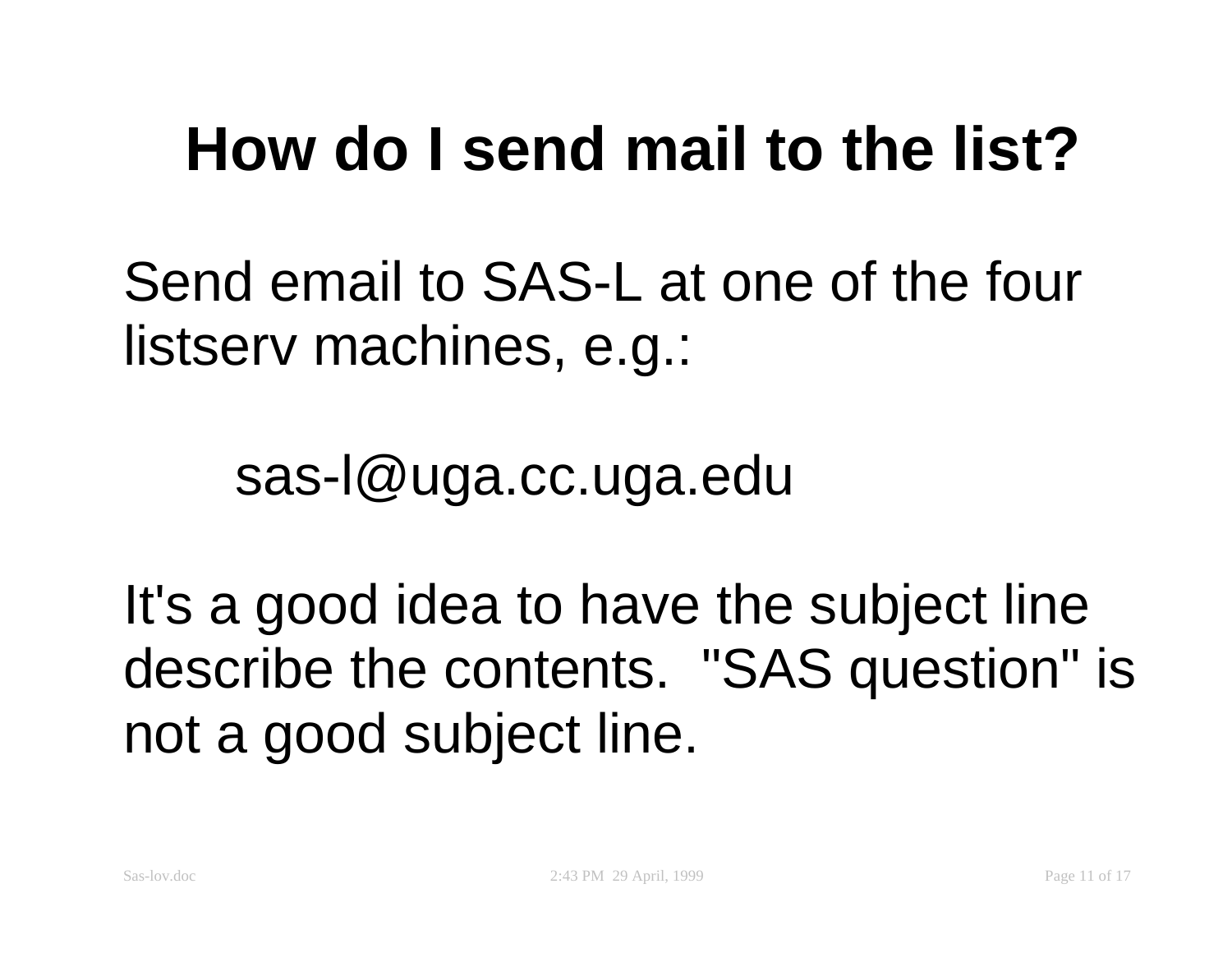# How do I send mail to the list?

Send email to SAS-L at one of the four listserv machines, e.g.:

sas-l@uga.cc.uga.edu

It's a good idea to have the subject line describe the contents. "SAS question" is not a good subject line.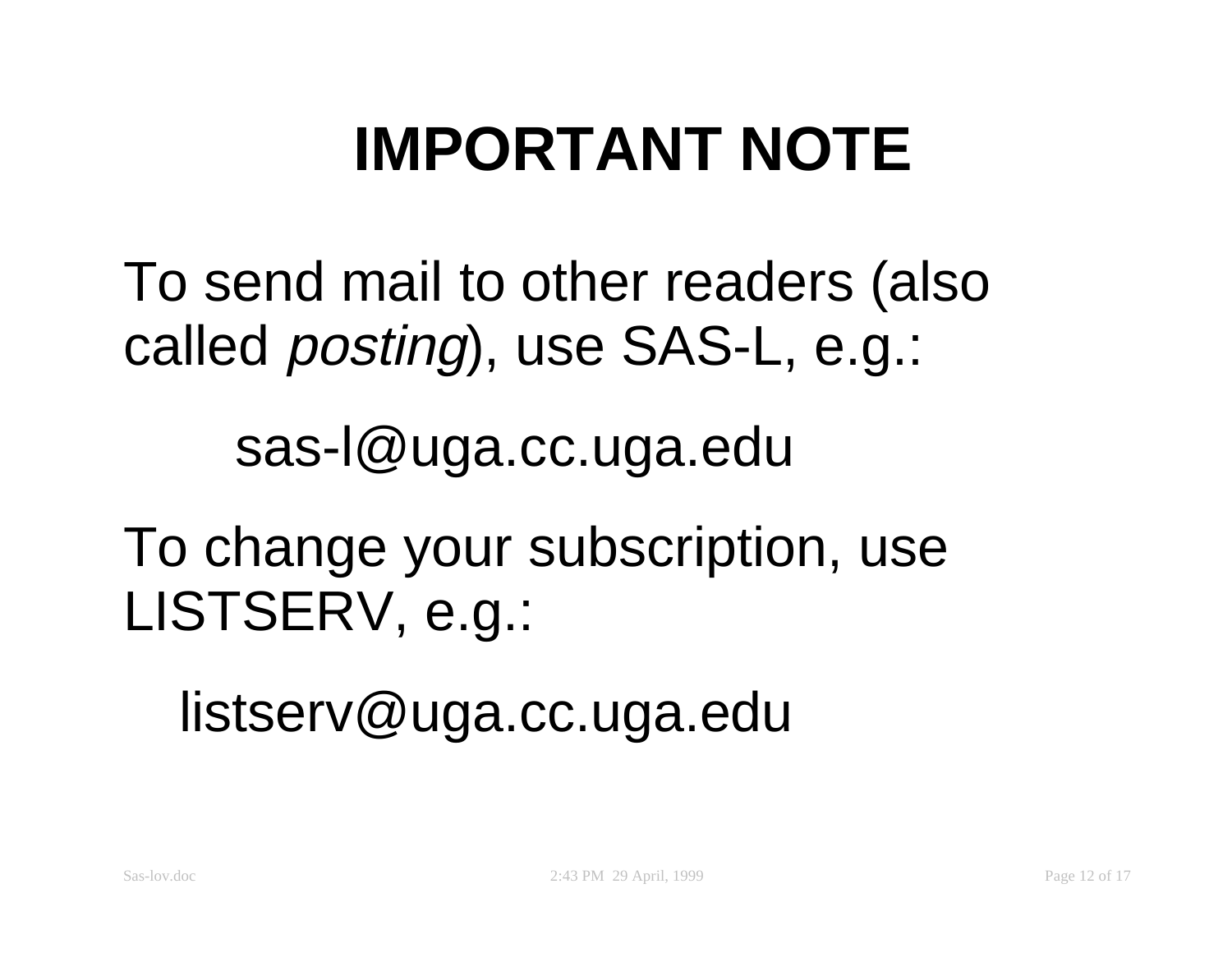# IMPORTANT NOTE

To send mail to other readers (also called *posting*), use SAS-L, e.g.:

sas-l@uga.cc.uga.edu

To change your subscription, use LISTSERV, e.g.:

listserv@uga.cc.uga.edu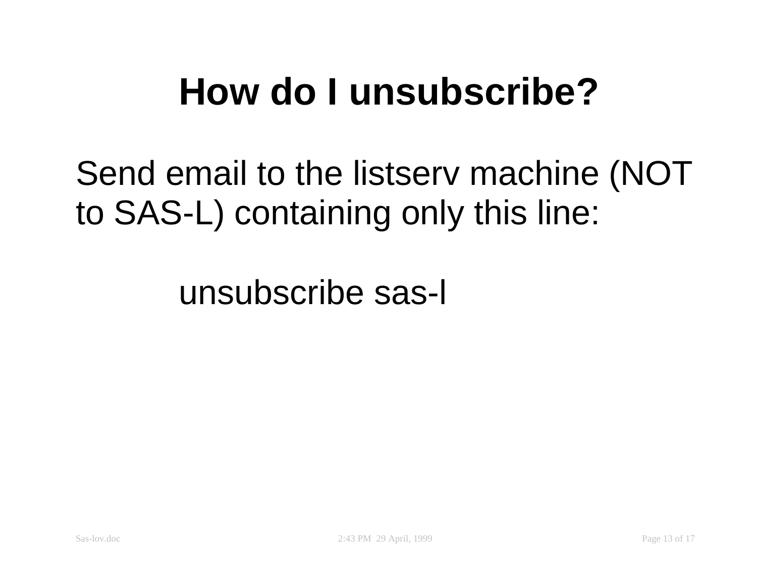# How do I unsubscribe?

Send email to the listserv machine (NOT to SAS-L) containing only this line:

```
unsubscribe sas-l
```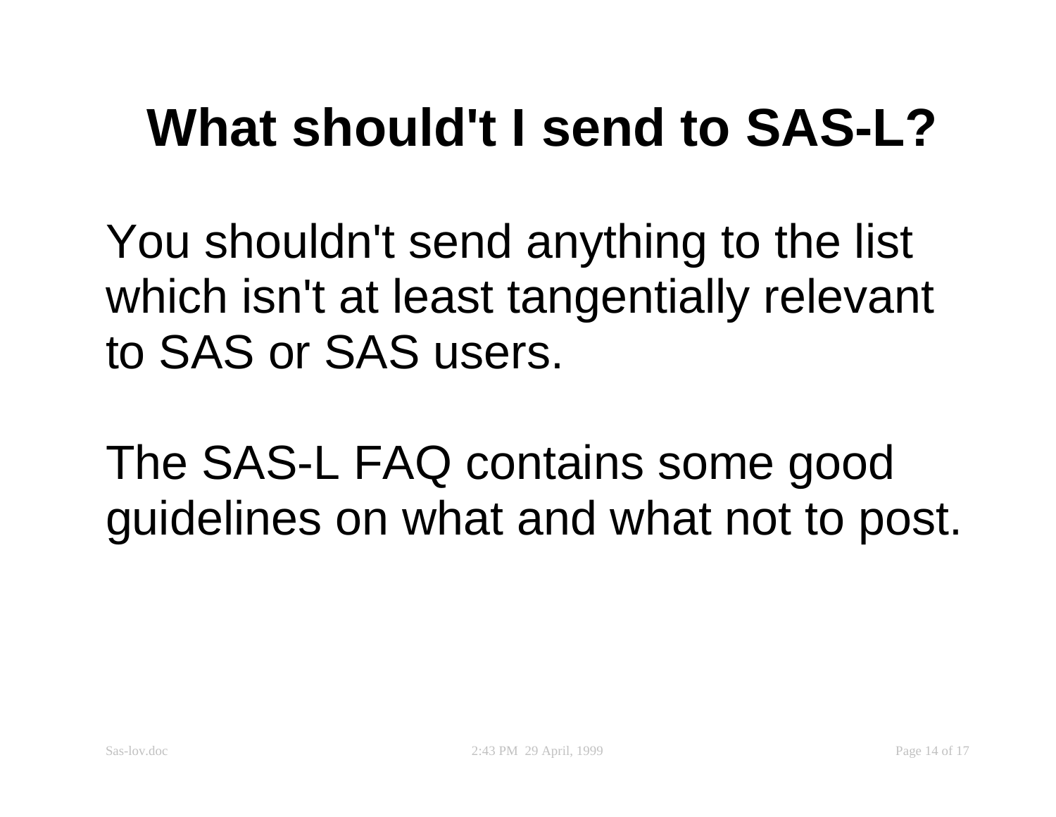# What should't I send to SAS-L?

You shouldn't send anything to the list which isn't at least tangentially relevant to SAS or SAS users.

The SAS-L FAQ contains some good guidelines on what and what not to post.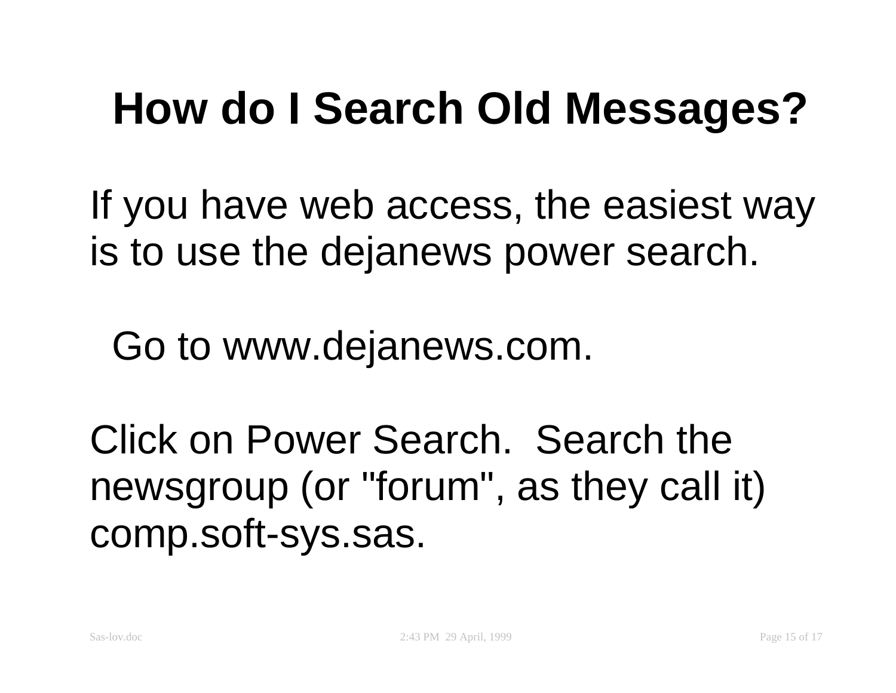# How do I Search Old Messages?

If you have web access, the easiest way is to use the dejanews power search.

Go to www.dejanews.com.

Click on Power Search.  Search the newsgroup (or "forum", as they call it) comp.soft-sys.sas.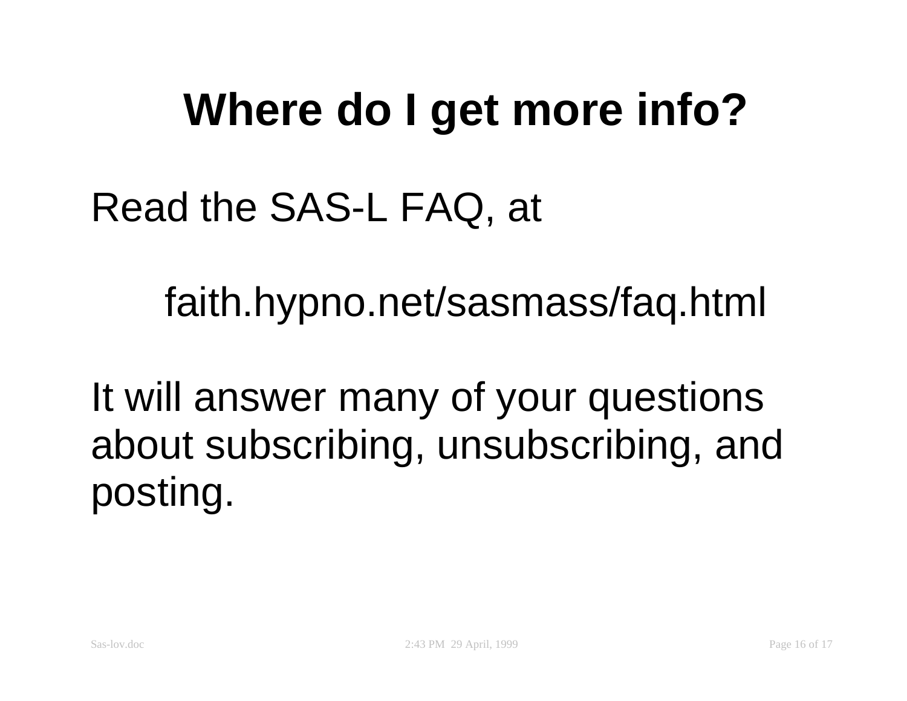# Where do I get more info?

Read the SAS-L FAQ, at

faith.hypno.net/sasmass/faq.html

It will answer many of your questions about subscribing, unsubscribing, and posting.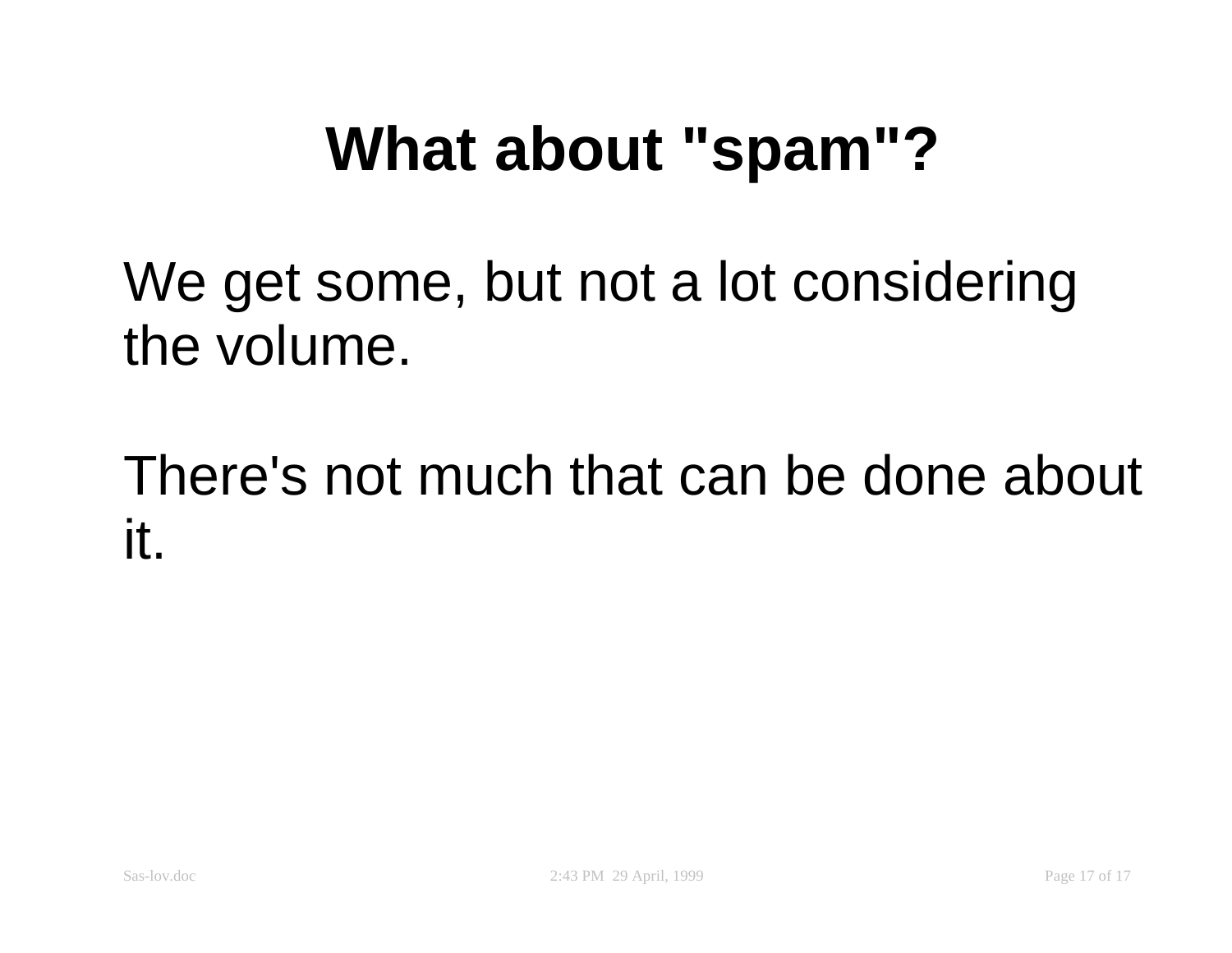# What about "spam"?

We get some, but not a lot considering the volume.

There's not much that can be done about it.